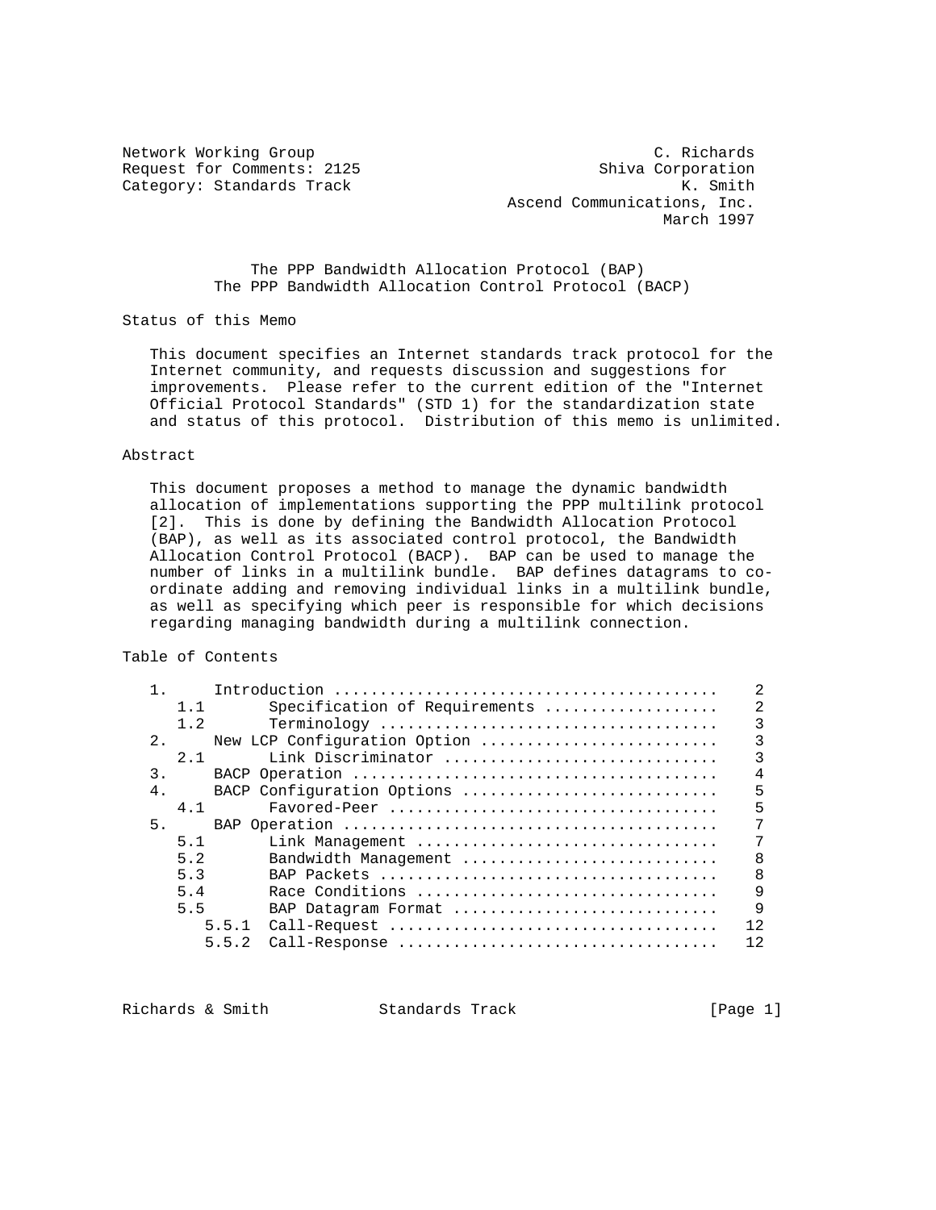Network Working Group C. Richards
Request for Comments: 2125 Shiva Corporation
Category: Standards Track K. Smith
Ascend Communications, Inc.
March 1997

# The PPP Bandwidth Allocation Protocol (BAP)
# The PPP Bandwidth Allocation Control Protocol (BACP)

## Status of this Memo

This document specifies an Internet standards track protocol for the Internet community, and requests discussion and suggestions for improvements. Please refer to the current edition of the "Internet Official Protocol Standards" (STD 1) for the standardization state and status of this protocol. Distribution of this memo is unlimited.

## Abstract

This document proposes a method to manage the dynamic bandwidth allocation of implementations supporting the PPP multilink protocol [2]. This is done by defining the Bandwidth Allocation Protocol (BAP), as well as its associated control protocol, the Bandwidth Allocation Control Protocol (BACP). BAP can be used to manage the number of links in a multilink bundle. BAP defines datagrams to co-ordinate adding and removing individual links in a multilink bundle, as well as specifying which peer is responsible for which decisions regarding managing bandwidth during a multilink connection.

## Table of Contents

```
1.     Introduction .........................................    2
   1.1       Specification of Requirements ..................    2
   1.2       Terminology ....................................    3
2.     New LCP Configuration Option .........................    3
   2.1       Link Discriminator .............................    3
3.     BACP Operation .......................................    4
4.     BACP Configuration Options ...........................    5
   4.1       Favored-Peer ...................................    5
5.     BAP Operation ........................................    7
   5.1       Link Management ................................    7
   5.2       Bandwidth Management ...........................    8
   5.3       BAP Packets ....................................    8
   5.4       Race Conditions ................................    9
   5.5       BAP Datagram Format ............................    9
      5.5.1  Call-Request ...................................   12
      5.5.2  Call-Response ..................................   12
```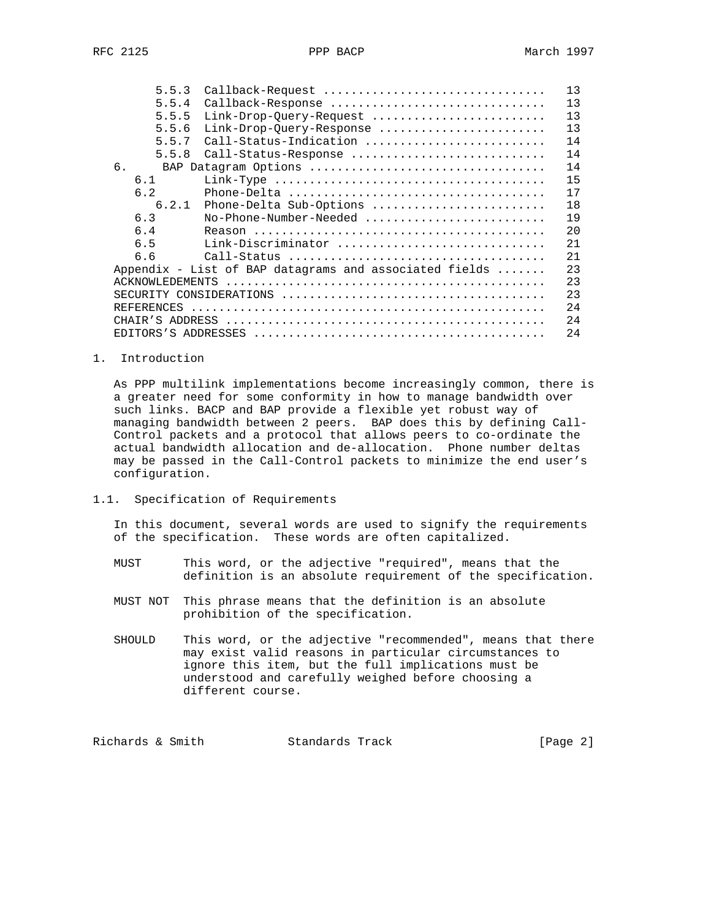```
         5.5.3  Callback-Request ...............................   13
         5.5.4  Callback-Response ..............................   13
         5.5.5  Link-Drop-Query-Request ........................   13
         5.5.6  Link-Drop-Query-Response .......................   13
         5.5.7  Call-Status-Indication .........................   14
         5.5.8  Call-Status-Response ...........................   14
   6.     BAP Datagram Options .................................   14
      6.1       Link-Type ......................................   15
      6.2       Phone-Delta ....................................   17
         6.2.1  Phone-Delta Sub-Options ........................   18
      6.3       No-Phone-Number-Needed .........................   19
      6.4       Reason .........................................   20
      6.5       Link-Discriminator .............................   21
      6.6       Call-Status ....................................   21
   Appendix - List of BAP datagrams and associated fields .......   23
   ACKNOWLEDEMENTS ............................................   23
   SECURITY CONSIDERATIONS ....................................   23
   REFERENCES .................................................   24
   CHAIR'S ADDRESS ............................................   24
   EDITORS'S ADDRESSES ........................................   24
```

## 1. Introduction

As PPP multilink implementations become increasingly common, there is a greater need for some conformity in how to manage bandwidth over such links. BACP and BAP provide a flexible yet robust way of managing bandwidth between 2 peers. BAP does this by defining Call-Control packets and a protocol that allows peers to co-ordinate the actual bandwidth allocation and de-allocation. Phone number deltas may be passed in the Call-Control packets to minimize the end user's configuration.

### 1.1. Specification of Requirements

In this document, several words are used to signify the requirements of the specification. These words are often capitalized.

MUST      This word, or the adjective "required", means that the definition is an absolute requirement of the specification.

MUST NOT  This phrase means that the definition is an absolute prohibition of the specification.

SHOULD    This word, or the adjective "recommended", means that there may exist valid reasons in particular circumstances to ignore this item, but the full implications must be understood and carefully weighed before choosing a different course.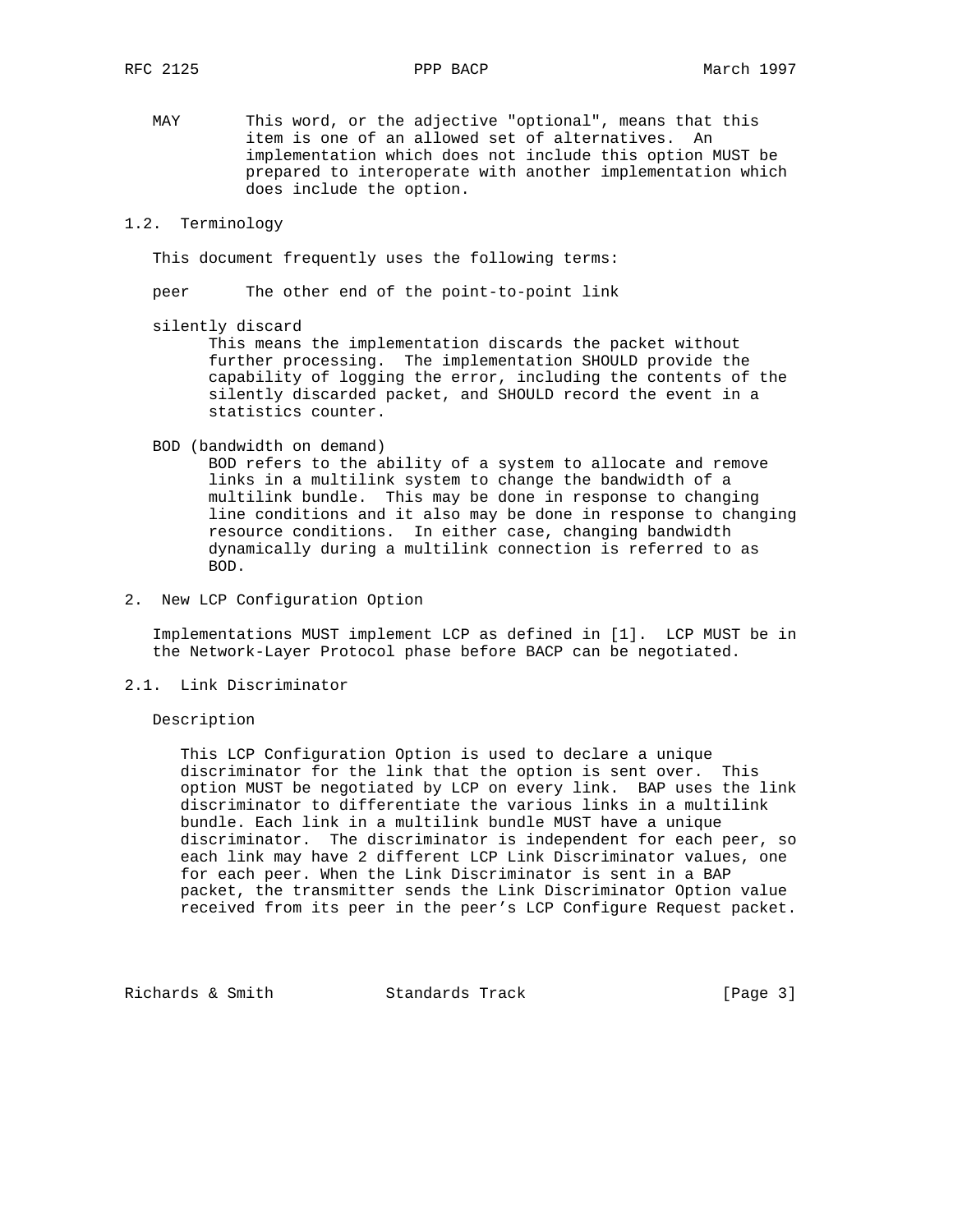MAY       This word, or the adjective "optional", means that this item is one of an allowed set of alternatives. An implementation which does not include this option MUST be prepared to interoperate with another implementation which does include the option.

## 1.2. Terminology

This document frequently uses the following terms:

peer      The other end of the point-to-point link

silently discard
      This means the implementation discards the packet without further processing. The implementation SHOULD provide the capability of logging the error, including the contents of the silently discarded packet, and SHOULD record the event in a statistics counter.

BOD (bandwidth on demand)
      BOD refers to the ability of a system to allocate and remove links in a multilink system to change the bandwidth of a multilink bundle. This may be done in response to changing line conditions and it also may be done in response to changing resource conditions. In either case, changing bandwidth dynamically during a multilink connection is referred to as BOD.

# 2. New LCP Configuration Option

Implementations MUST implement LCP as defined in [1]. LCP MUST be in the Network-Layer Protocol phase before BACP can be negotiated.

## 2.1. Link Discriminator

Description

This LCP Configuration Option is used to declare a unique discriminator for the link that the option is sent over. This option MUST be negotiated by LCP on every link. BAP uses the link discriminator to differentiate the various links in a multilink bundle. Each link in a multilink bundle MUST have a unique discriminator. The discriminator is independent for each peer, so each link may have 2 different LCP Link Discriminator values, one for each peer. When the Link Discriminator is sent in a BAP packet, the transmitter sends the Link Discriminator Option value received from its peer in the peer's LCP Configure Request packet.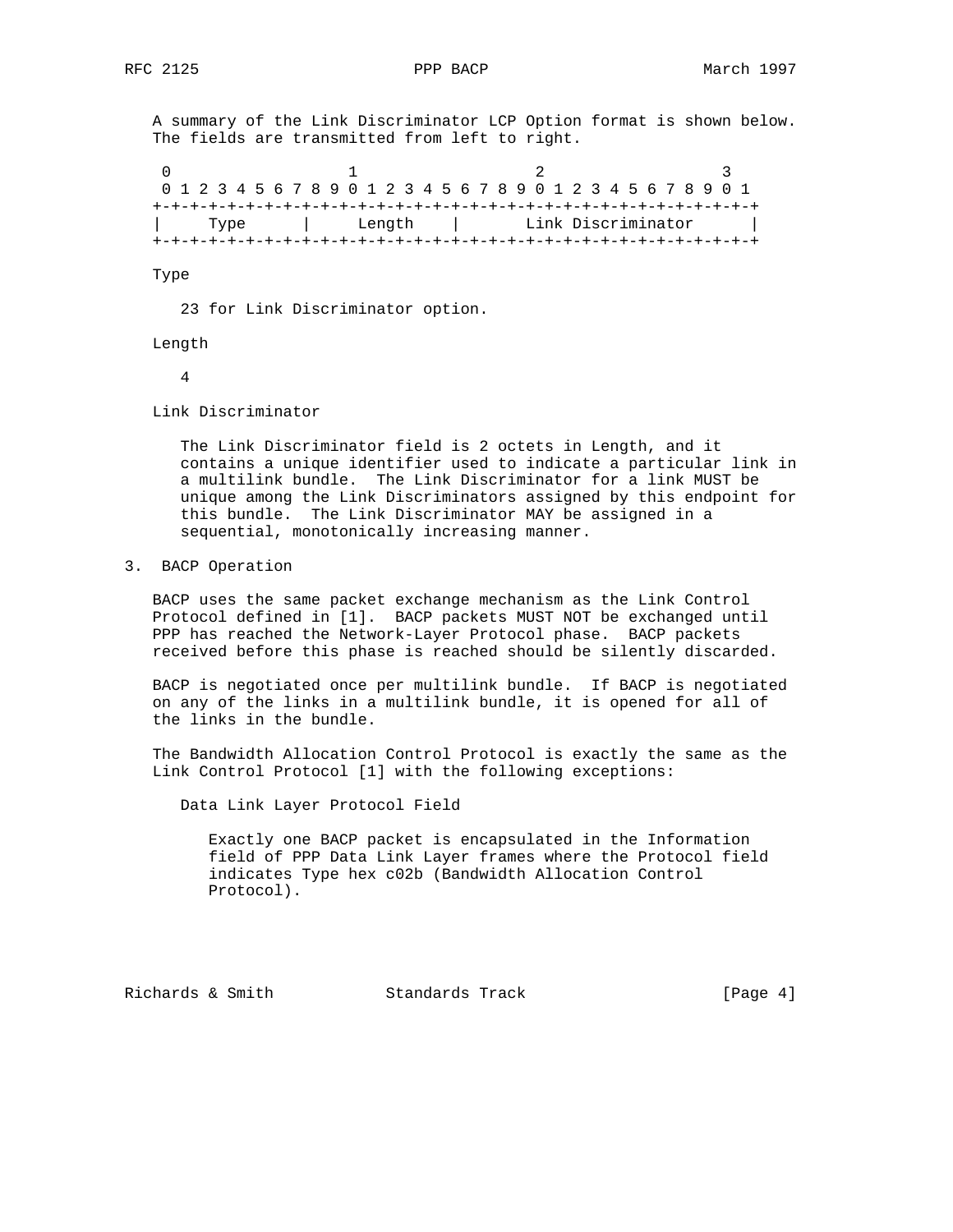A summary of the Link Discriminator LCP Option format is shown below. The fields are transmitted from left to right.

```
 0                   1                   2                   3
 0 1 2 3 4 5 6 7 8 9 0 1 2 3 4 5 6 7 8 9 0 1 2 3 4 5 6 7 8 9 0 1
+-+-+-+-+-+-+-+-+-+-+-+-+-+-+-+-+-+-+-+-+-+-+-+-+-+-+-+-+-+-+-+-+
|     Type      |     Length    |       Link Discriminator      |
+-+-+-+-+-+-+-+-+-+-+-+-+-+-+-+-+-+-+-+-+-+-+-+-+-+-+-+-+-+-+-+-+
```

Type

23 for Link Discriminator option.

Length

4

Link Discriminator

The Link Discriminator field is 2 octets in Length, and it contains a unique identifier used to indicate a particular link in a multilink bundle. The Link Discriminator for a link MUST be unique among the Link Discriminators assigned by this endpoint for this bundle. The Link Discriminator MAY be assigned in a sequential, monotonically increasing manner.

## 3. BACP Operation

BACP uses the same packet exchange mechanism as the Link Control Protocol defined in [1]. BACP packets MUST NOT be exchanged until PPP has reached the Network-Layer Protocol phase. BACP packets received before this phase is reached should be silently discarded.

BACP is negotiated once per multilink bundle. If BACP is negotiated on any of the links in a multilink bundle, it is opened for all of the links in the bundle.

The Bandwidth Allocation Control Protocol is exactly the same as the Link Control Protocol [1] with the following exceptions:

Data Link Layer Protocol Field

Exactly one BACP packet is encapsulated in the Information field of PPP Data Link Layer frames where the Protocol field indicates Type hex c02b (Bandwidth Allocation Control Protocol).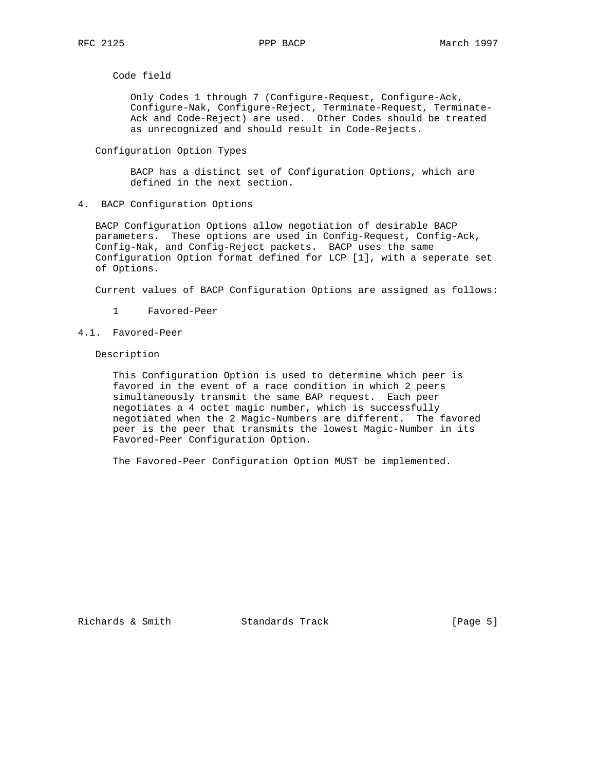Code field

Only Codes 1 through 7 (Configure-Request, Configure-Ack, Configure-Nak, Configure-Reject, Terminate-Request, Terminate-Ack and Code-Reject) are used. Other Codes should be treated as unrecognized and should result in Code-Rejects.

Configuration Option Types

BACP has a distinct set of Configuration Options, which are defined in the next section.

## 4. BACP Configuration Options

BACP Configuration Options allow negotiation of desirable BACP parameters. These options are used in Config-Request, Config-Ack, Config-Nak, and Config-Reject packets. BACP uses the same Configuration Option format defined for LCP [1], with a seperate set of Options.

Current values of BACP Configuration Options are assigned as follows:

```
   1     Favored-Peer
```

### 4.1. Favored-Peer

Description

This Configuration Option is used to determine which peer is favored in the event of a race condition in which 2 peers simultaneously transmit the same BAP request. Each peer negotiates a 4 octet magic number, which is successfully negotiated when the 2 Magic-Numbers are different. The favored peer is the peer that transmits the lowest Magic-Number in its Favored-Peer Configuration Option.

The Favored-Peer Configuration Option MUST be implemented.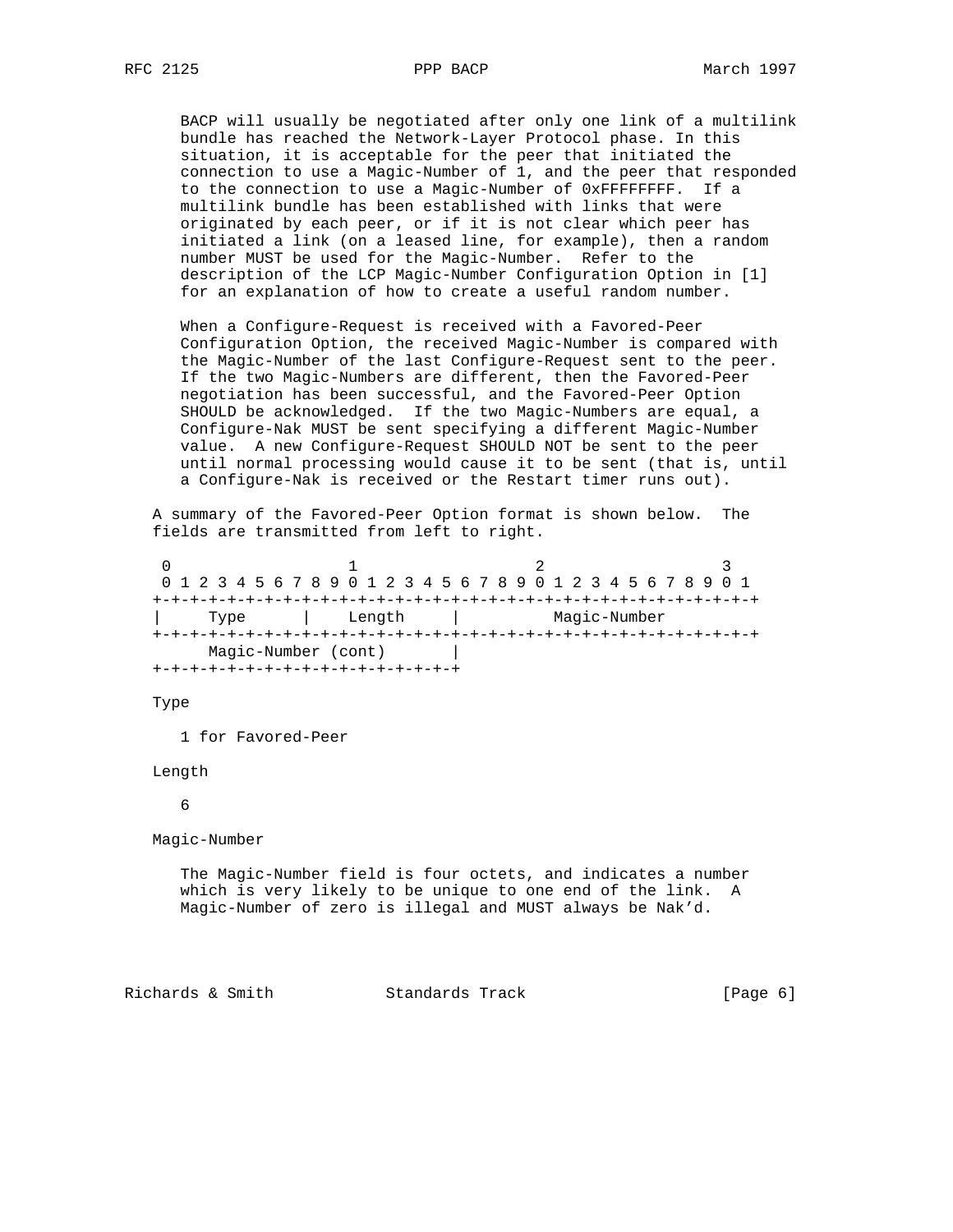BACP will usually be negotiated after only one link of a multilink bundle has reached the Network-Layer Protocol phase. In this situation, it is acceptable for the peer that initiated the connection to use a Magic-Number of 1, and the peer that responded to the connection to use a Magic-Number of 0xFFFFFFFF. If a multilink bundle has been established with links that were originated by each peer, or if it is not clear which peer has initiated a link (on a leased line, for example), then a random number MUST be used for the Magic-Number. Refer to the description of the LCP Magic-Number Configuration Option in [1] for an explanation of how to create a useful random number.

When a Configure-Request is received with a Favored-Peer Configuration Option, the received Magic-Number is compared with the Magic-Number of the last Configure-Request sent to the peer. If the two Magic-Numbers are different, then the Favored-Peer negotiation has been successful, and the Favored-Peer Option SHOULD be acknowledged. If the two Magic-Numbers are equal, a Configure-Nak MUST be sent specifying a different Magic-Number value. A new Configure-Request SHOULD NOT be sent to the peer until normal processing would cause it to be sent (that is, until a Configure-Nak is received or the Restart timer runs out).

A summary of the Favored-Peer Option format is shown below. The fields are transmitted from left to right.

```
 0                   1                   2                   3
 0 1 2 3 4 5 6 7 8 9 0 1 2 3 4 5 6 7 8 9 0 1 2 3 4 5 6 7 8 9 0 1
+-+-+-+-+-+-+-+-+-+-+-+-+-+-+-+-+-+-+-+-+-+-+-+-+-+-+-+-+-+-+-+-+
|     Type      |    Length     |          Magic-Number
+-+-+-+-+-+-+-+-+-+-+-+-+-+-+-+-+-+-+-+-+-+-+-+-+-+-+-+-+-+-+-+-+
      Magic-Number (cont)       |
+-+-+-+-+-+-+-+-+-+-+-+-+-+-+-+-+
```

Type

1 for Favored-Peer

Length

6

Magic-Number

The Magic-Number field is four octets, and indicates a number which is very likely to be unique to one end of the link. A Magic-Number of zero is illegal and MUST always be Nak'd.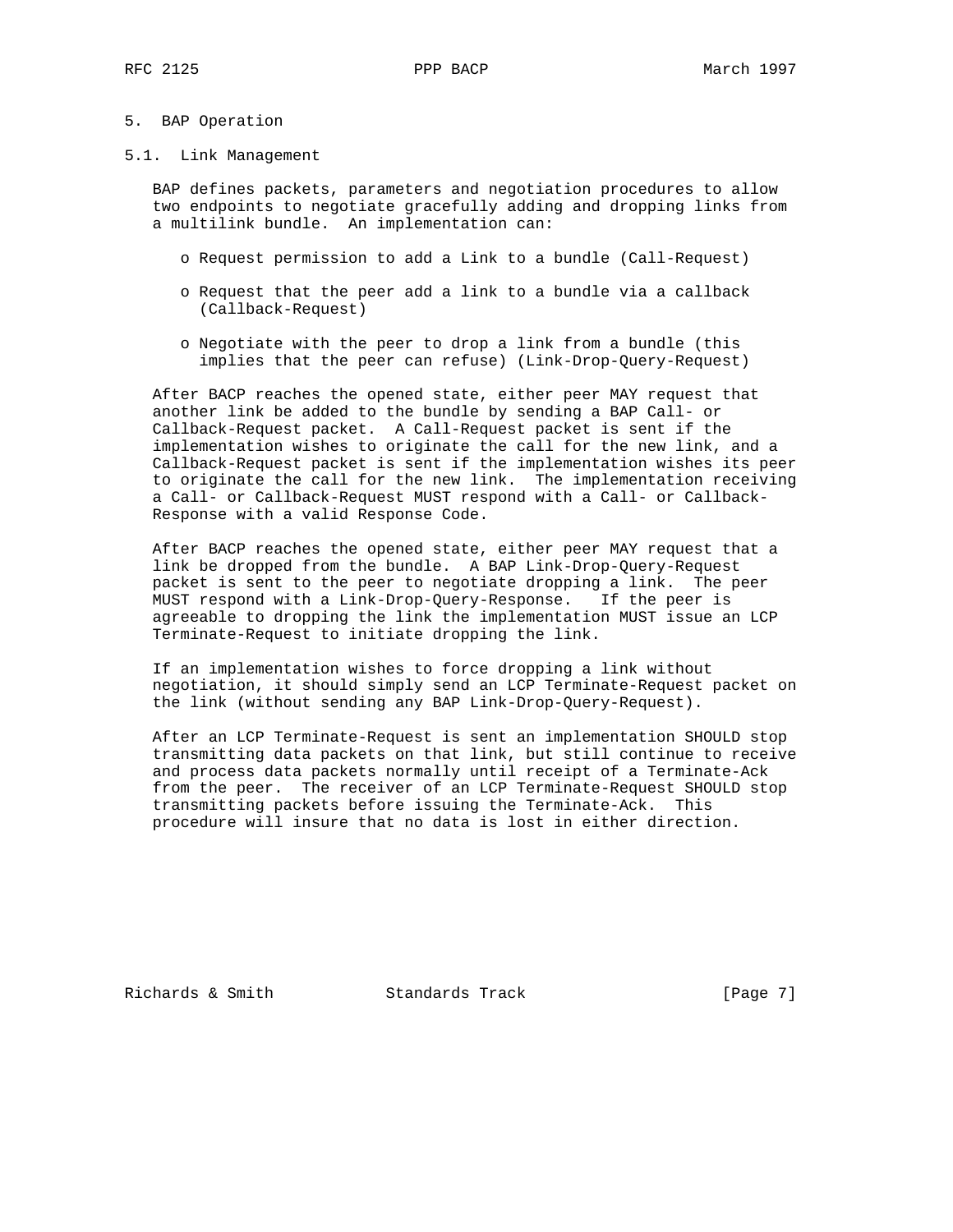## 5. BAP Operation

### 5.1. Link Management

BAP defines packets, parameters and negotiation procedures to allow two endpoints to negotiate gracefully adding and dropping links from a multilink bundle. An implementation can:

- Request permission to add a Link to a bundle (Call-Request)
- Request that the peer add a link to a bundle via a callback (Callback-Request)
- Negotiate with the peer to drop a link from a bundle (this implies that the peer can refuse) (Link-Drop-Query-Request)

After BACP reaches the opened state, either peer MAY request that another link be added to the bundle by sending a BAP Call- or Callback-Request packet. A Call-Request packet is sent if the implementation wishes to originate the call for the new link, and a Callback-Request packet is sent if the implementation wishes its peer to originate the call for the new link. The implementation receiving a Call- or Callback-Request MUST respond with a Call- or Callback-Response with a valid Response Code.

After BACP reaches the opened state, either peer MAY request that a link be dropped from the bundle. A BAP Link-Drop-Query-Request packet is sent to the peer to negotiate dropping a link. The peer MUST respond with a Link-Drop-Query-Response. If the peer is agreeable to dropping the link the implementation MUST issue an LCP Terminate-Request to initiate dropping the link.

If an implementation wishes to force dropping a link without negotiation, it should simply send an LCP Terminate-Request packet on the link (without sending any BAP Link-Drop-Query-Request).

After an LCP Terminate-Request is sent an implementation SHOULD stop transmitting data packets on that link, but still continue to receive and process data packets normally until receipt of a Terminate-Ack from the peer. The receiver of an LCP Terminate-Request SHOULD stop transmitting packets before issuing the Terminate-Ack. This procedure will insure that no data is lost in either direction.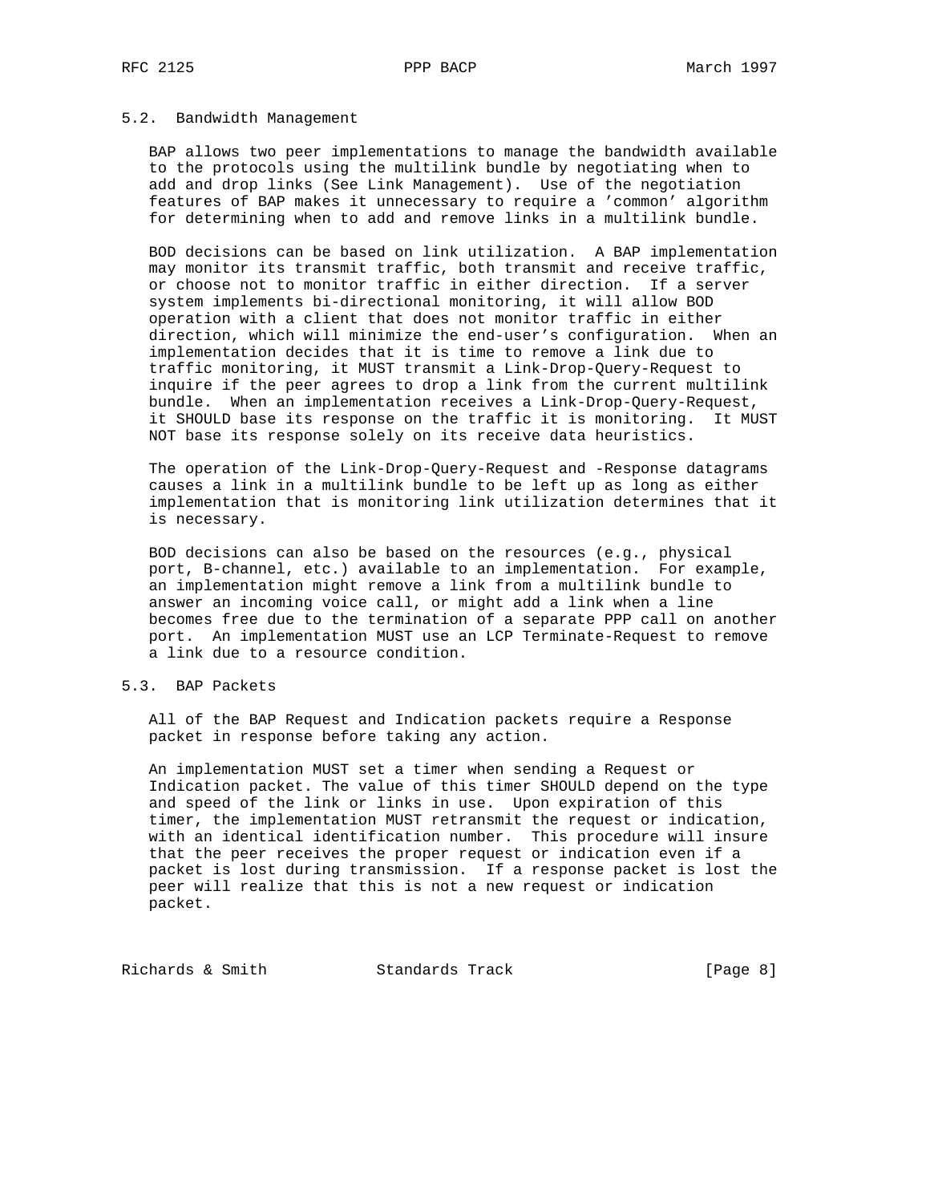## 5.2. Bandwidth Management

BAP allows two peer implementations to manage the bandwidth available to the protocols using the multilink bundle by negotiating when to add and drop links (See Link Management). Use of the negotiation features of BAP makes it unnecessary to require a 'common' algorithm for determining when to add and remove links in a multilink bundle.

BOD decisions can be based on link utilization. A BAP implementation may monitor its transmit traffic, both transmit and receive traffic, or choose not to monitor traffic in either direction. If a server system implements bi-directional monitoring, it will allow BOD operation with a client that does not monitor traffic in either direction, which will minimize the end-user's configuration. When an implementation decides that it is time to remove a link due to traffic monitoring, it MUST transmit a Link-Drop-Query-Request to inquire if the peer agrees to drop a link from the current multilink bundle. When an implementation receives a Link-Drop-Query-Request, it SHOULD base its response on the traffic it is monitoring. It MUST NOT base its response solely on its receive data heuristics.

The operation of the Link-Drop-Query-Request and -Response datagrams causes a link in a multilink bundle to be left up as long as either implementation that is monitoring link utilization determines that it is necessary.

BOD decisions can also be based on the resources (e.g., physical port, B-channel, etc.) available to an implementation. For example, an implementation might remove a link from a multilink bundle to answer an incoming voice call, or might add a link when a line becomes free due to the termination of a separate PPP call on another port. An implementation MUST use an LCP Terminate-Request to remove a link due to a resource condition.

## 5.3. BAP Packets

All of the BAP Request and Indication packets require a Response packet in response before taking any action.

An implementation MUST set a timer when sending a Request or Indication packet. The value of this timer SHOULD depend on the type and speed of the link or links in use. Upon expiration of this timer, the implementation MUST retransmit the request or indication, with an identical identification number. This procedure will insure that the peer receives the proper request or indication even if a packet is lost during transmission. If a response packet is lost the peer will realize that this is not a new request or indication packet.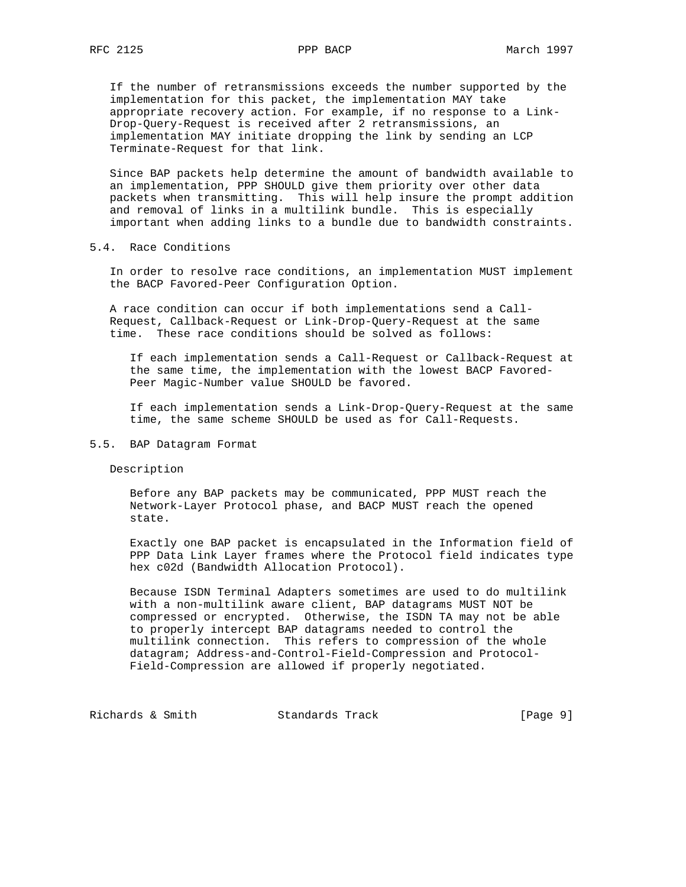If the number of retransmissions exceeds the number supported by the implementation for this packet, the implementation MAY take appropriate recovery action. For example, if no response to a Link-Drop-Query-Request is received after 2 retransmissions, an implementation MAY initiate dropping the link by sending an LCP Terminate-Request for that link.

Since BAP packets help determine the amount of bandwidth available to an implementation, PPP SHOULD give them priority over other data packets when transmitting. This will help insure the prompt addition and removal of links in a multilink bundle. This is especially important when adding links to a bundle due to bandwidth constraints.

## 5.4. Race Conditions

In order to resolve race conditions, an implementation MUST implement the BACP Favored-Peer Configuration Option.

A race condition can occur if both implementations send a Call-Request, Callback-Request or Link-Drop-Query-Request at the same time. These race conditions should be solved as follows:

> If each implementation sends a Call-Request or Callback-Request at the same time, the implementation with the lowest BACP Favored-Peer Magic-Number value SHOULD be favored.
>
> If each implementation sends a Link-Drop-Query-Request at the same time, the same scheme SHOULD be used as for Call-Requests.

## 5.5. BAP Datagram Format

Description

> Before any BAP packets may be communicated, PPP MUST reach the Network-Layer Protocol phase, and BACP MUST reach the opened state.
>
> Exactly one BAP packet is encapsulated in the Information field of PPP Data Link Layer frames where the Protocol field indicates type hex c02d (Bandwidth Allocation Protocol).
>
> Because ISDN Terminal Adapters sometimes are used to do multilink with a non-multilink aware client, BAP datagrams MUST NOT be compressed or encrypted. Otherwise, the ISDN TA may not be able to properly intercept BAP datagrams needed to control the multilink connection. This refers to compression of the whole datagram; Address-and-Control-Field-Compression and Protocol-Field-Compression are allowed if properly negotiated.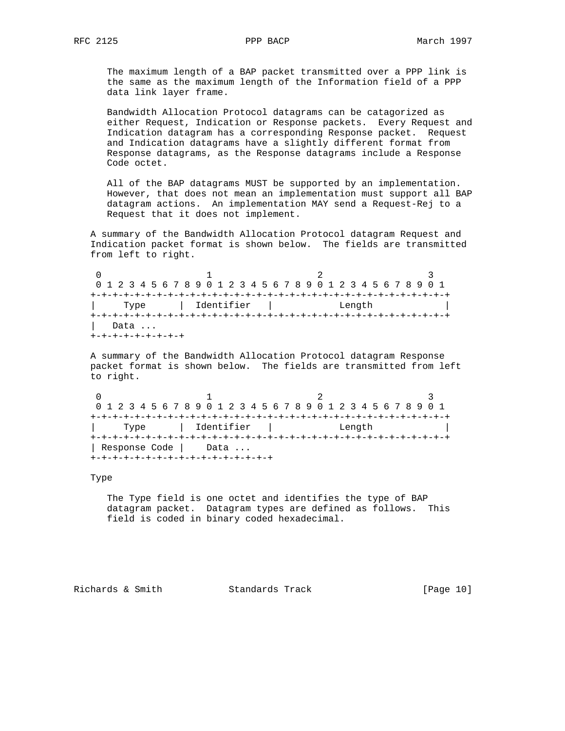The maximum length of a BAP packet transmitted over a PPP link is the same as the maximum length of the Information field of a PPP data link layer frame.

Bandwidth Allocation Protocol datagrams can be catagorized as either Request, Indication or Response packets. Every Request and Indication datagram has a corresponding Response packet. Request and Indication datagrams have a slightly different format from Response datagrams, as the Response datagrams include a Response Code octet.

All of the BAP datagrams MUST be supported by an implementation. However, that does not mean an implementation must support all BAP datagram actions. An implementation MAY send a Request-Rej to a Request that it does not implement.

A summary of the Bandwidth Allocation Protocol datagram Request and Indication packet format is shown below. The fields are transmitted from left to right.

```
 0                   1                   2                   3
 0 1 2 3 4 5 6 7 8 9 0 1 2 3 4 5 6 7 8 9 0 1 2 3 4 5 6 7 8 9 0 1
+-+-+-+-+-+-+-+-+-+-+-+-+-+-+-+-+-+-+-+-+-+-+-+-+-+-+-+-+-+-+-+-+
|     Type      |  Identifier   |            Length             |
+-+-+-+-+-+-+-+-+-+-+-+-+-+-+-+-+-+-+-+-+-+-+-+-+-+-+-+-+-+-+-+-+
|   Data ...
+-+-+-+-+-+-+-+-+
```

A summary of the Bandwidth Allocation Protocol datagram Response packet format is shown below. The fields are transmitted from left to right.

```
 0                   1                   2                   3
 0 1 2 3 4 5 6 7 8 9 0 1 2 3 4 5 6 7 8 9 0 1 2 3 4 5 6 7 8 9 0 1
+-+-+-+-+-+-+-+-+-+-+-+-+-+-+-+-+-+-+-+-+-+-+-+-+-+-+-+-+-+-+-+-+
|     Type      |  Identifier   |            Length             |
+-+-+-+-+-+-+-+-+-+-+-+-+-+-+-+-+-+-+-+-+-+-+-+-+-+-+-+-+-+-+-+-+
| Response Code |    Data ...
+-+-+-+-+-+-+-+-+-+-+-+-+-+-+-+-+
```

Type

The Type field is one octet and identifies the type of BAP datagram packet. Datagram types are defined as follows. This field is coded in binary coded hexadecimal.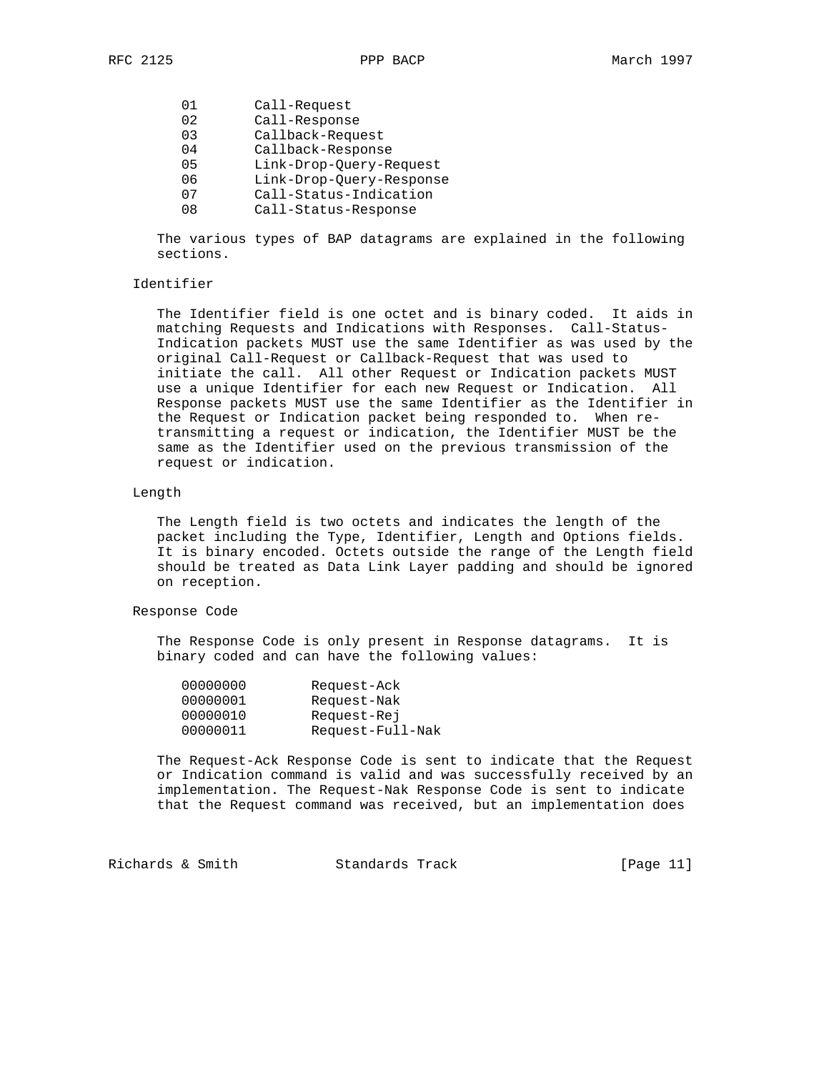| | |
|---|---|
| 01 | Call-Request |
| 02 | Call-Response |
| 03 | Callback-Request |
| 04 | Callback-Response |
| 05 | Link-Drop-Query-Request |
| 06 | Link-Drop-Query-Response |
| 07 | Call-Status-Indication |
| 08 | Call-Status-Response |

The various types of BAP datagrams are explained in the following sections.

### Identifier

The Identifier field is one octet and is binary coded. It aids in matching Requests and Indications with Responses. Call-Status-Indication packets MUST use the same Identifier as was used by the original Call-Request or Callback-Request that was used to initiate the call. All other Request or Indication packets MUST use a unique Identifier for each new Request or Indication. All Response packets MUST use the same Identifier as the Identifier in the Request or Indication packet being responded to. When re-transmitting a request or indication, the Identifier MUST be the same as the Identifier used on the previous transmission of the request or indication.

### Length

The Length field is two octets and indicates the length of the packet including the Type, Identifier, Length and Options fields. It is binary encoded. Octets outside the range of the Length field should be treated as Data Link Layer padding and should be ignored on reception.

### Response Code

The Response Code is only present in Response datagrams. It is binary coded and can have the following values:

| | |
|---|---|
| 00000000 | Request-Ack |
| 00000001 | Request-Nak |
| 00000010 | Request-Rej |
| 00000011 | Request-Full-Nak |

The Request-Ack Response Code is sent to indicate that the Request or Indication command is valid and was successfully received by an implementation. The Request-Nak Response Code is sent to indicate that the Request command was received, but an implementation does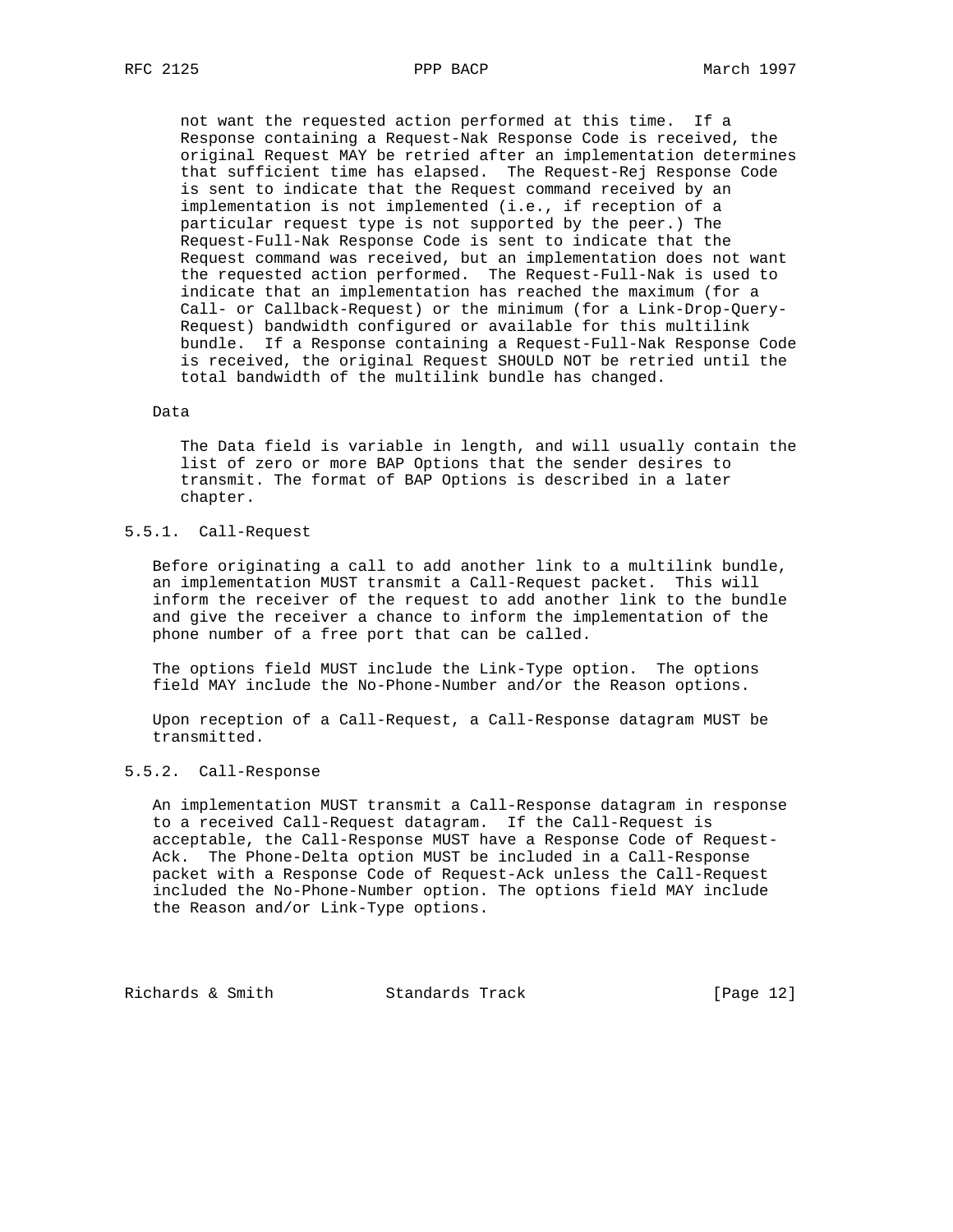not want the requested action performed at this time. If a Response containing a Request-Nak Response Code is received, the original Request MAY be retried after an implementation determines that sufficient time has elapsed. The Request-Rej Response Code is sent to indicate that the Request command received by an implementation is not implemented (i.e., if reception of a particular request type is not supported by the peer.) The Request-Full-Nak Response Code is sent to indicate that the Request command was received, but an implementation does not want the requested action performed. The Request-Full-Nak is used to indicate that an implementation has reached the maximum (for a Call- or Callback-Request) or the minimum (for a Link-Drop-Query-Request) bandwidth configured or available for this multilink bundle. If a Response containing a Request-Full-Nak Response Code is received, the original Request SHOULD NOT be retried until the total bandwidth of the multilink bundle has changed.

Data

The Data field is variable in length, and will usually contain the list of zero or more BAP Options that the sender desires to transmit. The format of BAP Options is described in a later chapter.

### 5.5.1. Call-Request

Before originating a call to add another link to a multilink bundle, an implementation MUST transmit a Call-Request packet. This will inform the receiver of the request to add another link to the bundle and give the receiver a chance to inform the implementation of the phone number of a free port that can be called.

The options field MUST include the Link-Type option. The options field MAY include the No-Phone-Number and/or the Reason options.

Upon reception of a Call-Request, a Call-Response datagram MUST be transmitted.

### 5.5.2. Call-Response

An implementation MUST transmit a Call-Response datagram in response to a received Call-Request datagram. If the Call-Request is acceptable, the Call-Response MUST have a Response Code of Request-Ack. The Phone-Delta option MUST be included in a Call-Response packet with a Response Code of Request-Ack unless the Call-Request included the No-Phone-Number option. The options field MAY include the Reason and/or Link-Type options.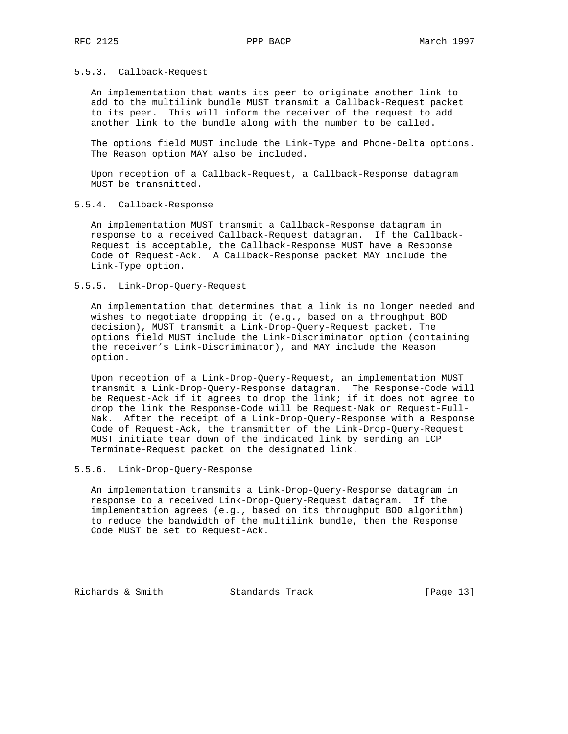### 5.5.3. Callback-Request

An implementation that wants its peer to originate another link to add to the multilink bundle MUST transmit a Callback-Request packet to its peer. This will inform the receiver of the request to add another link to the bundle along with the number to be called.

The options field MUST include the Link-Type and Phone-Delta options. The Reason option MAY also be included.

Upon reception of a Callback-Request, a Callback-Response datagram MUST be transmitted.

### 5.5.4. Callback-Response

An implementation MUST transmit a Callback-Response datagram in response to a received Callback-Request datagram. If the Callback-Request is acceptable, the Callback-Response MUST have a Response Code of Request-Ack. A Callback-Response packet MAY include the Link-Type option.

### 5.5.5. Link-Drop-Query-Request

An implementation that determines that a link is no longer needed and wishes to negotiate dropping it (e.g., based on a throughput BOD decision), MUST transmit a Link-Drop-Query-Request packet. The options field MUST include the Link-Discriminator option (containing the receiver's Link-Discriminator), and MAY include the Reason option.

Upon reception of a Link-Drop-Query-Request, an implementation MUST transmit a Link-Drop-Query-Response datagram. The Response-Code will be Request-Ack if it agrees to drop the link; if it does not agree to drop the link the Response-Code will be Request-Nak or Request-Full-Nak. After the receipt of a Link-Drop-Query-Response with a Response Code of Request-Ack, the transmitter of the Link-Drop-Query-Request MUST initiate tear down of the indicated link by sending an LCP Terminate-Request packet on the designated link.

### 5.5.6. Link-Drop-Query-Response

An implementation transmits a Link-Drop-Query-Response datagram in response to a received Link-Drop-Query-Request datagram. If the implementation agrees (e.g., based on its throughput BOD algorithm) to reduce the bandwidth of the multilink bundle, then the Response Code MUST be set to Request-Ack.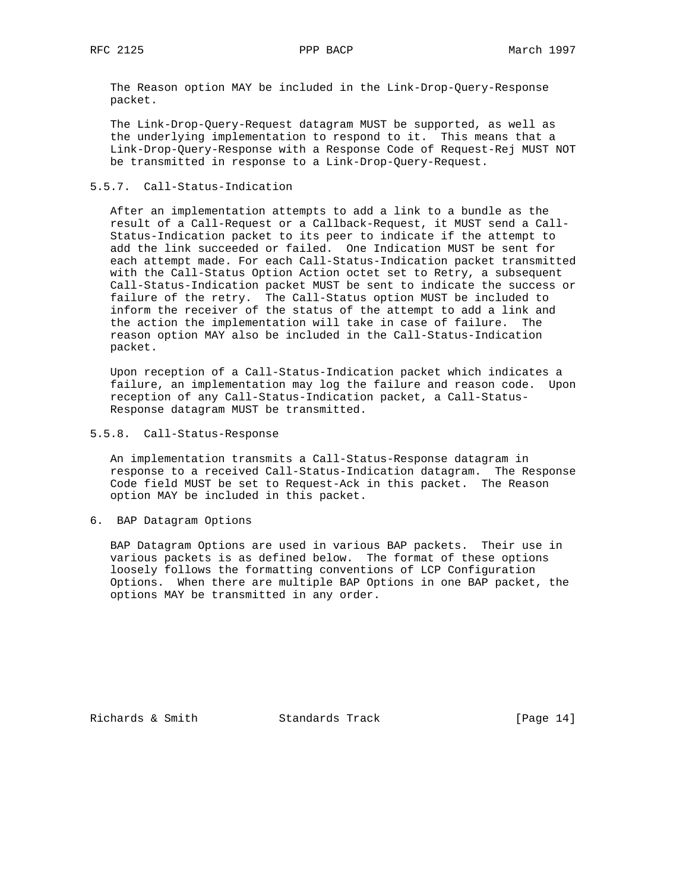The Reason option MAY be included in the Link-Drop-Query-Response packet.

The Link-Drop-Query-Request datagram MUST be supported, as well as the underlying implementation to respond to it. This means that a Link-Drop-Query-Response with a Response Code of Request-Rej MUST NOT be transmitted in response to a Link-Drop-Query-Request.

### 5.5.7. Call-Status-Indication

After an implementation attempts to add a link to a bundle as the result of a Call-Request or a Callback-Request, it MUST send a Call-Status-Indication packet to its peer to indicate if the attempt to add the link succeeded or failed. One Indication MUST be sent for each attempt made. For each Call-Status-Indication packet transmitted with the Call-Status Option Action octet set to Retry, a subsequent Call-Status-Indication packet MUST be sent to indicate the success or failure of the retry. The Call-Status option MUST be included to inform the receiver of the status of the attempt to add a link and the action the implementation will take in case of failure. The reason option MAY also be included in the Call-Status-Indication packet.

Upon reception of a Call-Status-Indication packet which indicates a failure, an implementation may log the failure and reason code. Upon reception of any Call-Status-Indication packet, a Call-Status-Response datagram MUST be transmitted.

### 5.5.8. Call-Status-Response

An implementation transmits a Call-Status-Response datagram in response to a received Call-Status-Indication datagram. The Response Code field MUST be set to Request-Ack in this packet. The Reason option MAY be included in this packet.

## 6. BAP Datagram Options

BAP Datagram Options are used in various BAP packets. Their use in various packets is as defined below. The format of these options loosely follows the formatting conventions of LCP Configuration Options. When there are multiple BAP Options in one BAP packet, the options MAY be transmitted in any order.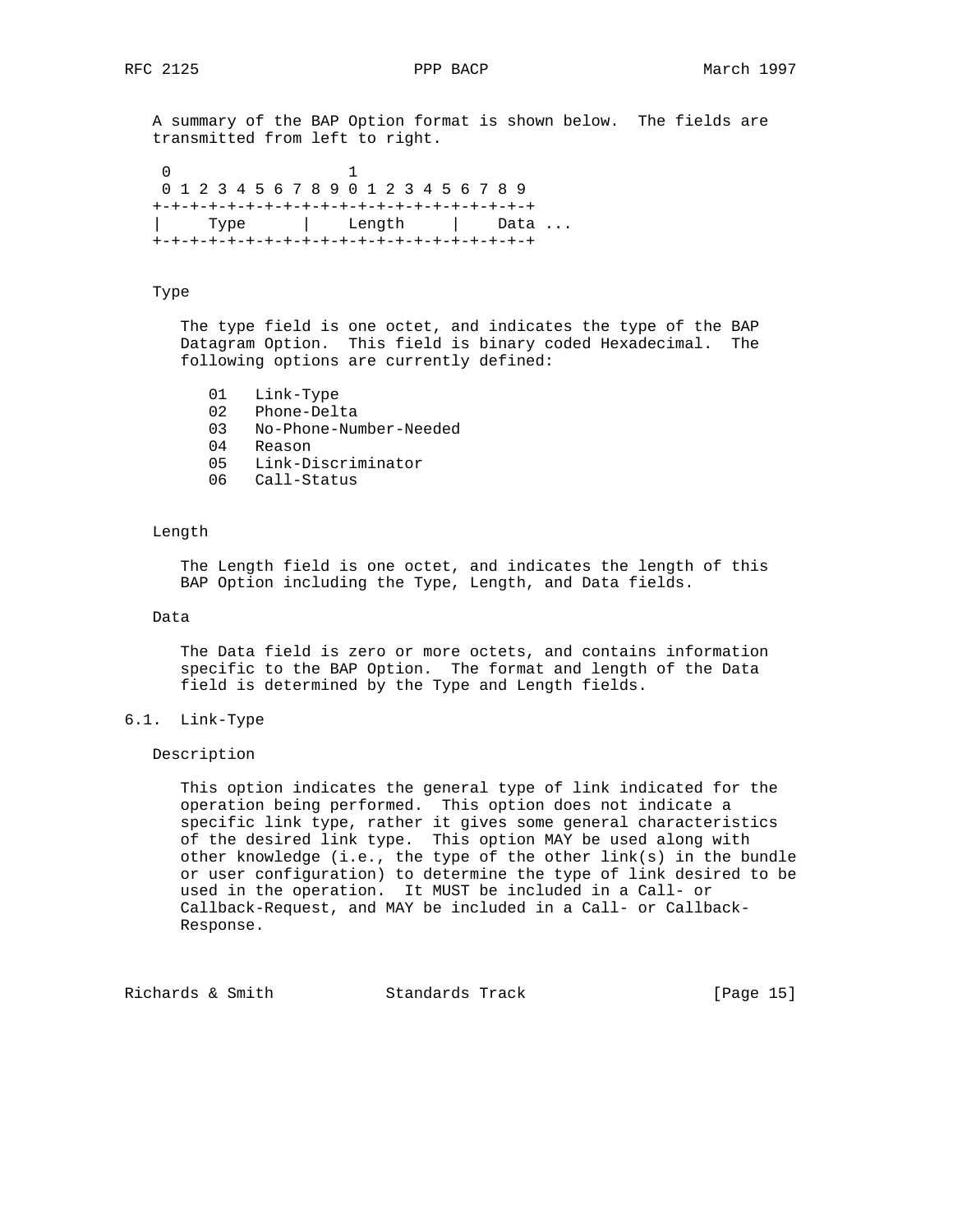A summary of the BAP Option format is shown below. The fields are transmitted from left to right.

```
 0                   1
 0 1 2 3 4 5 6 7 8 9 0 1 2 3 4 5 6 7 8 9
+-+-+-+-+-+-+-+-+-+-+-+-+-+-+-+-+-+-+-+-+
|     Type      |    Length     |    Data ...
+-+-+-+-+-+-+-+-+-+-+-+-+-+-+-+-+-+-+-+-+
```

Type

The type field is one octet, and indicates the type of the BAP Datagram Option. This field is binary coded Hexadecimal. The following options are currently defined:

```
01   Link-Type
02   Phone-Delta
03   No-Phone-Number-Needed
04   Reason
05   Link-Discriminator
06   Call-Status
```

Length

The Length field is one octet, and indicates the length of this BAP Option including the Type, Length, and Data fields.

Data

The Data field is zero or more octets, and contains information specific to the BAP Option. The format and length of the Data field is determined by the Type and Length fields.

## 6.1. Link-Type

Description

This option indicates the general type of link indicated for the operation being performed. This option does not indicate a specific link type, rather it gives some general characteristics of the desired link type. This option MAY be used along with other knowledge (i.e., the type of the other link(s) in the bundle or user configuration) to determine the type of link desired to be used in the operation. It MUST be included in a Call- or Callback-Request, and MAY be included in a Call- or Callback-Response.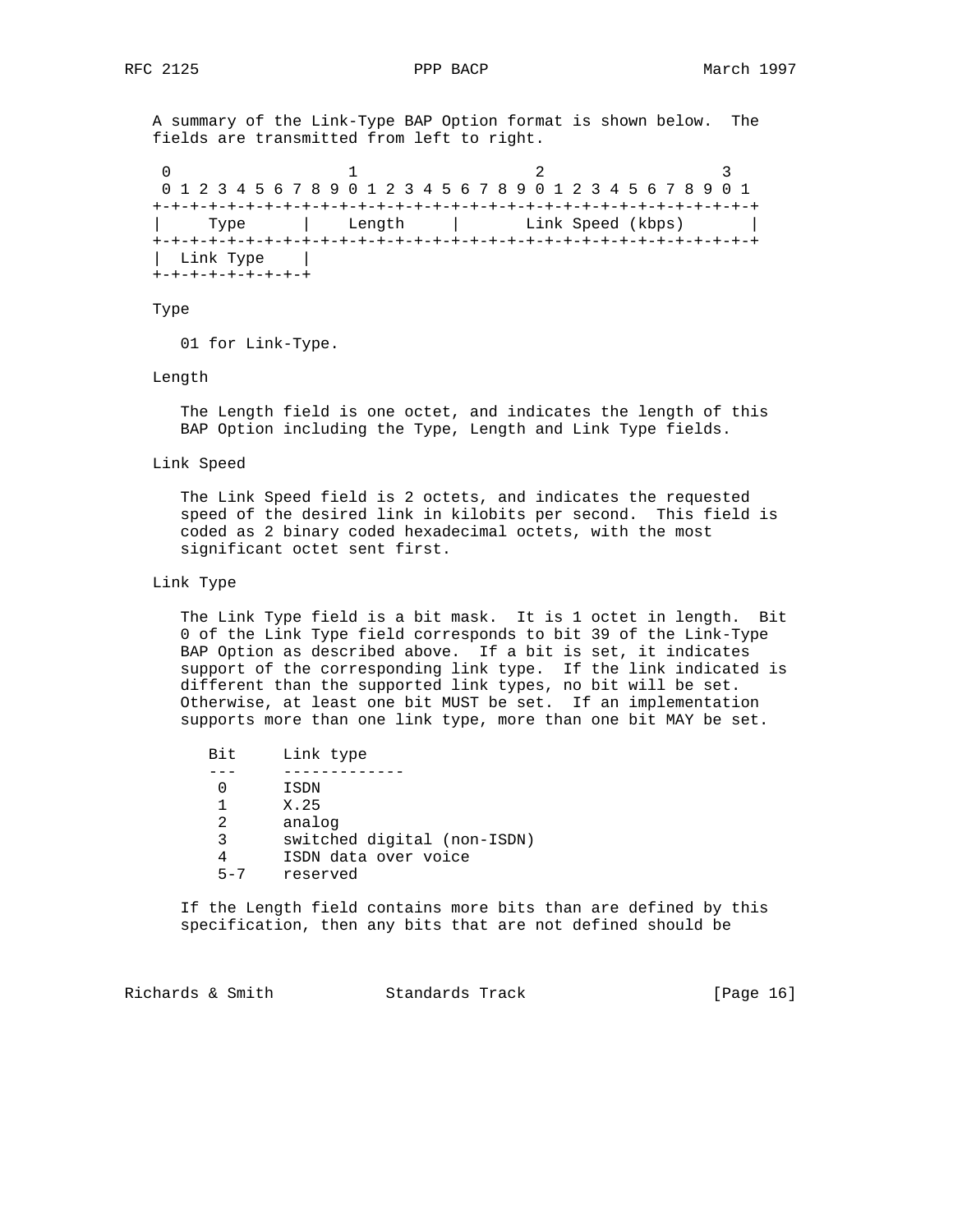A summary of the Link-Type BAP Option format is shown below. The fields are transmitted from left to right.

```
 0                   1                   2                   3
 0 1 2 3 4 5 6 7 8 9 0 1 2 3 4 5 6 7 8 9 0 1 2 3 4 5 6 7 8 9 0 1
+-+-+-+-+-+-+-+-+-+-+-+-+-+-+-+-+-+-+-+-+-+-+-+-+-+-+-+-+-+-+-+-+
|     Type      |    Length     |       Link Speed (kbps)       |
+-+-+-+-+-+-+-+-+-+-+-+-+-+-+-+-+-+-+-+-+-+-+-+-+-+-+-+-+-+-+-+-+
|  Link Type    |
+-+-+-+-+-+-+-+-+
```

Type

01 for Link-Type.

Length

The Length field is one octet, and indicates the length of this BAP Option including the Type, Length and Link Type fields.

Link Speed

The Link Speed field is 2 octets, and indicates the requested speed of the desired link in kilobits per second. This field is coded as 2 binary coded hexadecimal octets, with the most significant octet sent first.

Link Type

The Link Type field is a bit mask. It is 1 octet in length. Bit 0 of the Link Type field corresponds to bit 39 of the Link-Type BAP Option as described above. If a bit is set, it indicates support of the corresponding link type. If the link indicated is different than the supported link types, no bit will be set. Otherwise, at least one bit MUST be set. If an implementation supports more than one link type, more than one bit MAY be set.

| Bit | Link type |
|---|---|
| 0 | ISDN |
| 1 | X.25 |
| 2 | analog |
| 3 | switched digital (non-ISDN) |
| 4 | ISDN data over voice |
| 5-7 | reserved |

If the Length field contains more bits than are defined by this specification, then any bits that are not defined should be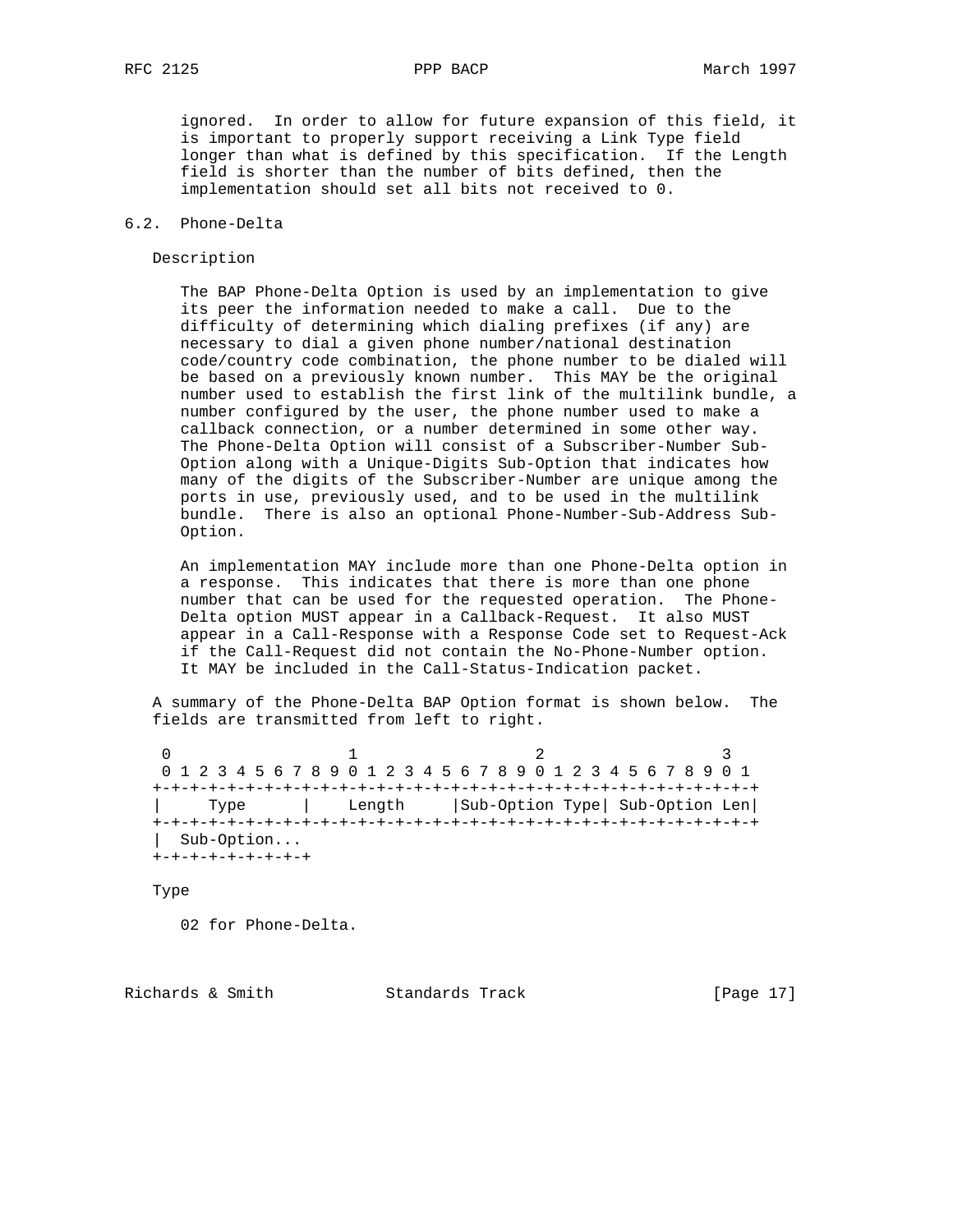ignored. In order to allow for future expansion of this field, it is important to properly support receiving a Link Type field longer than what is defined by this specification. If the Length field is shorter than the number of bits defined, then the implementation should set all bits not received to 0.

### 6.2. Phone-Delta

Description

The BAP Phone-Delta Option is used by an implementation to give its peer the information needed to make a call. Due to the difficulty of determining which dialing prefixes (if any) are necessary to dial a given phone number/national destination code/country code combination, the phone number to be dialed will be based on a previously known number. This MAY be the original number used to establish the first link of the multilink bundle, a number configured by the user, the phone number used to make a callback connection, or a number determined in some other way. The Phone-Delta Option will consist of a Subscriber-Number Sub-Option along with a Unique-Digits Sub-Option that indicates how many of the digits of the Subscriber-Number are unique among the ports in use, previously used, and to be used in the multilink bundle. There is also an optional Phone-Number-Sub-Address Sub-Option.

An implementation MAY include more than one Phone-Delta option in a response. This indicates that there is more than one phone number that can be used for the requested operation. The Phone-Delta option MUST appear in a Callback-Request. It also MUST appear in a Call-Response with a Response Code set to Request-Ack if the Call-Request did not contain the No-Phone-Number option. It MAY be included in the Call-Status-Indication packet.

A summary of the Phone-Delta BAP Option format is shown below. The fields are transmitted from left to right.

```
 0                   1                   2                   3
 0 1 2 3 4 5 6 7 8 9 0 1 2 3 4 5 6 7 8 9 0 1 2 3 4 5 6 7 8 9 0 1
+-+-+-+-+-+-+-+-+-+-+-+-+-+-+-+-+-+-+-+-+-+-+-+-+-+-+-+-+-+-+-+-+
|     Type      |    Length     |Sub-Option Type| Sub-Option Len|
+-+-+-+-+-+-+-+-+-+-+-+-+-+-+-+-+-+-+-+-+-+-+-+-+-+-+-+-+-+-+-+-+
|  Sub-Option...
+-+-+-+-+-+-+-+-+
```

Type

02 for Phone-Delta.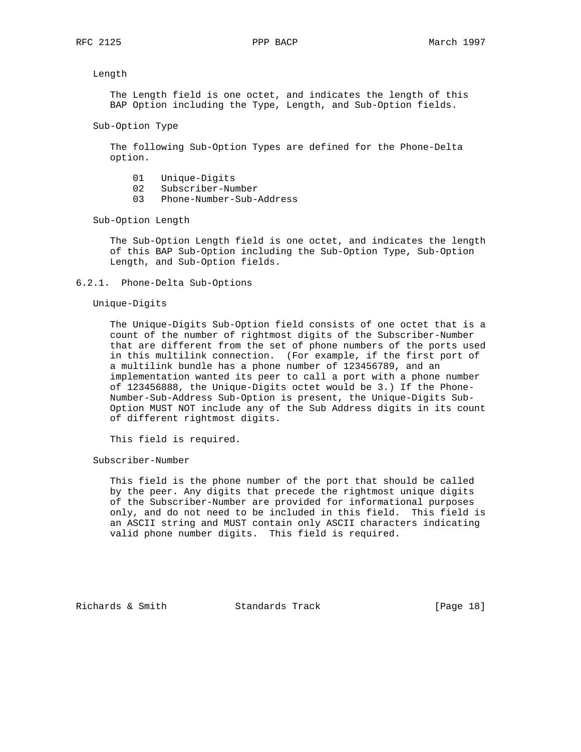Length

The Length field is one octet, and indicates the length of this BAP Option including the Type, Length, and Sub-Option fields.

Sub-Option Type

The following Sub-Option Types are defined for the Phone-Delta option.

```
01   Unique-Digits
02   Subscriber-Number
03   Phone-Number-Sub-Address
```

Sub-Option Length

The Sub-Option Length field is one octet, and indicates the length of this BAP Sub-Option including the Sub-Option Type, Sub-Option Length, and Sub-Option fields.

### 6.2.1. Phone-Delta Sub-Options

Unique-Digits

The Unique-Digits Sub-Option field consists of one octet that is a count of the number of rightmost digits of the Subscriber-Number that are different from the set of phone numbers of the ports used in this multilink connection. (For example, if the first port of a multilink bundle has a phone number of 123456789, and an implementation wanted its peer to call a port with a phone number of 123456888, the Unique-Digits octet would be 3.) If the Phone-Number-Sub-Address Sub-Option is present, the Unique-Digits Sub-Option MUST NOT include any of the Sub Address digits in its count of different rightmost digits.

This field is required.

Subscriber-Number

This field is the phone number of the port that should be called by the peer. Any digits that precede the rightmost unique digits of the Subscriber-Number are provided for informational purposes only, and do not need to be included in this field. This field is an ASCII string and MUST contain only ASCII characters indicating valid phone number digits. This field is required.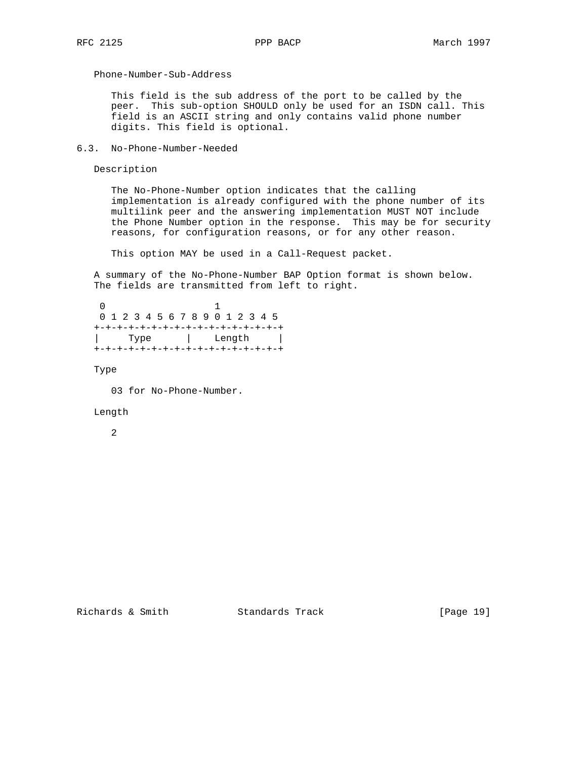Phone-Number-Sub-Address

This field is the sub address of the port to be called by the peer. This sub-option SHOULD only be used for an ISDN call. This field is an ASCII string and only contains valid phone number digits. This field is optional.

### 6.3. No-Phone-Number-Needed

Description

The No-Phone-Number option indicates that the calling implementation is already configured with the phone number of its multilink peer and the answering implementation MUST NOT include the Phone Number option in the response. This may be for security reasons, for configuration reasons, or for any other reason.

This option MAY be used in a Call-Request packet.

A summary of the No-Phone-Number BAP Option format is shown below. The fields are transmitted from left to right.

```
 0                   1
 0 1 2 3 4 5 6 7 8 9 0 1 2 3 4 5
+-+-+-+-+-+-+-+-+-+-+-+-+-+-+-+-+
|     Type      |    Length     |
+-+-+-+-+-+-+-+-+-+-+-+-+-+-+-+-+
```

Type

03 for No-Phone-Number.

Length

2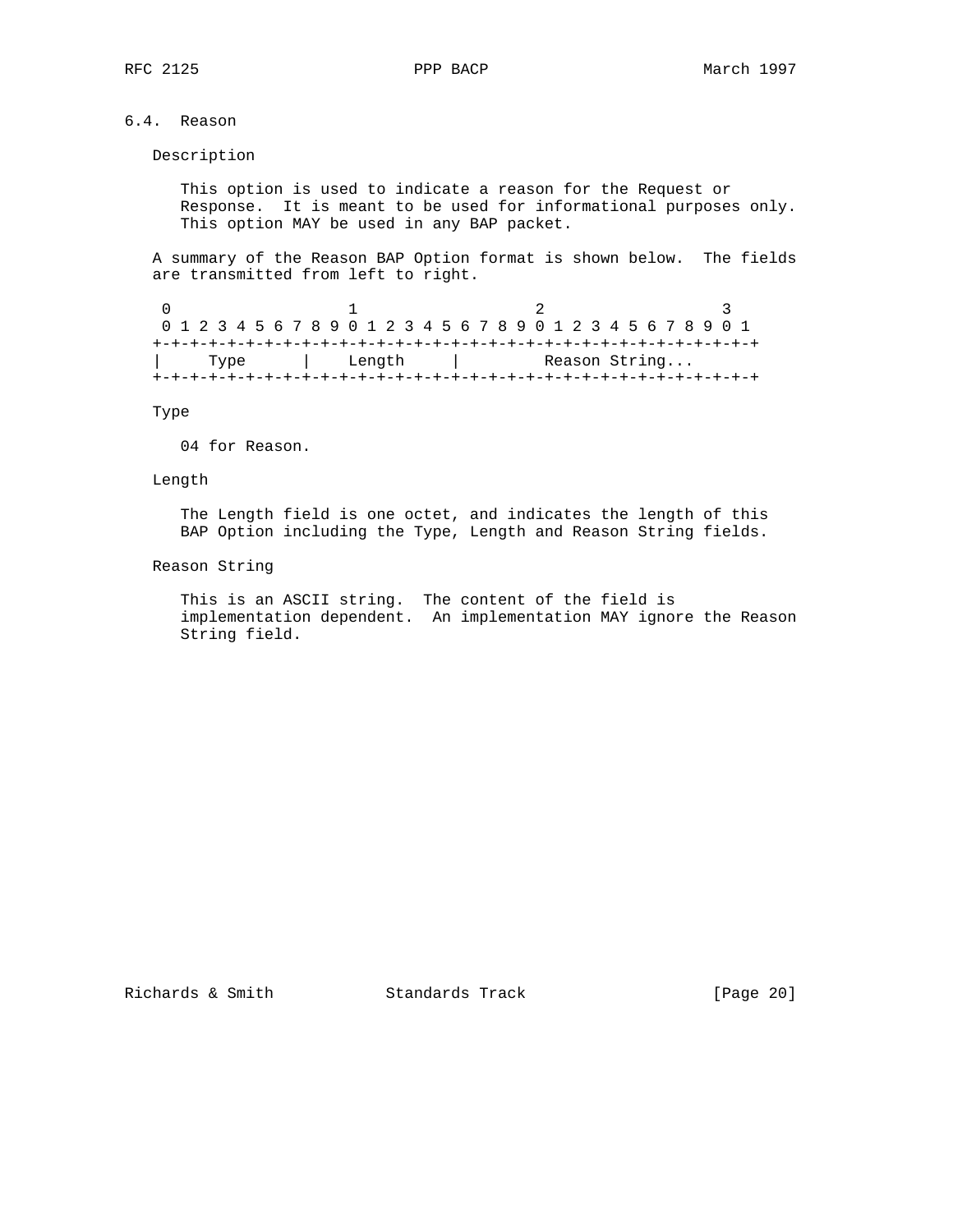## 6.4. Reason

Description

This option is used to indicate a reason for the Request or Response. It is meant to be used for informational purposes only. This option MAY be used in any BAP packet.

A summary of the Reason BAP Option format is shown below. The fields are transmitted from left to right.

```
 0                   1                   2                   3
 0 1 2 3 4 5 6 7 8 9 0 1 2 3 4 5 6 7 8 9 0 1 2 3 4 5 6 7 8 9 0 1
+-+-+-+-+-+-+-+-+-+-+-+-+-+-+-+-+-+-+-+-+-+-+-+-+-+-+-+-+-+-+-+-+
|     Type      |    Length     |         Reason String...
+-+-+-+-+-+-+-+-+-+-+-+-+-+-+-+-+-+-+-+-+-+-+-+-+-+-+-+-+-+-+-+-+
```

Type

04 for Reason.

Length

The Length field is one octet, and indicates the length of this BAP Option including the Type, Length and Reason String fields.

Reason String

This is an ASCII string. The content of the field is implementation dependent. An implementation MAY ignore the Reason String field.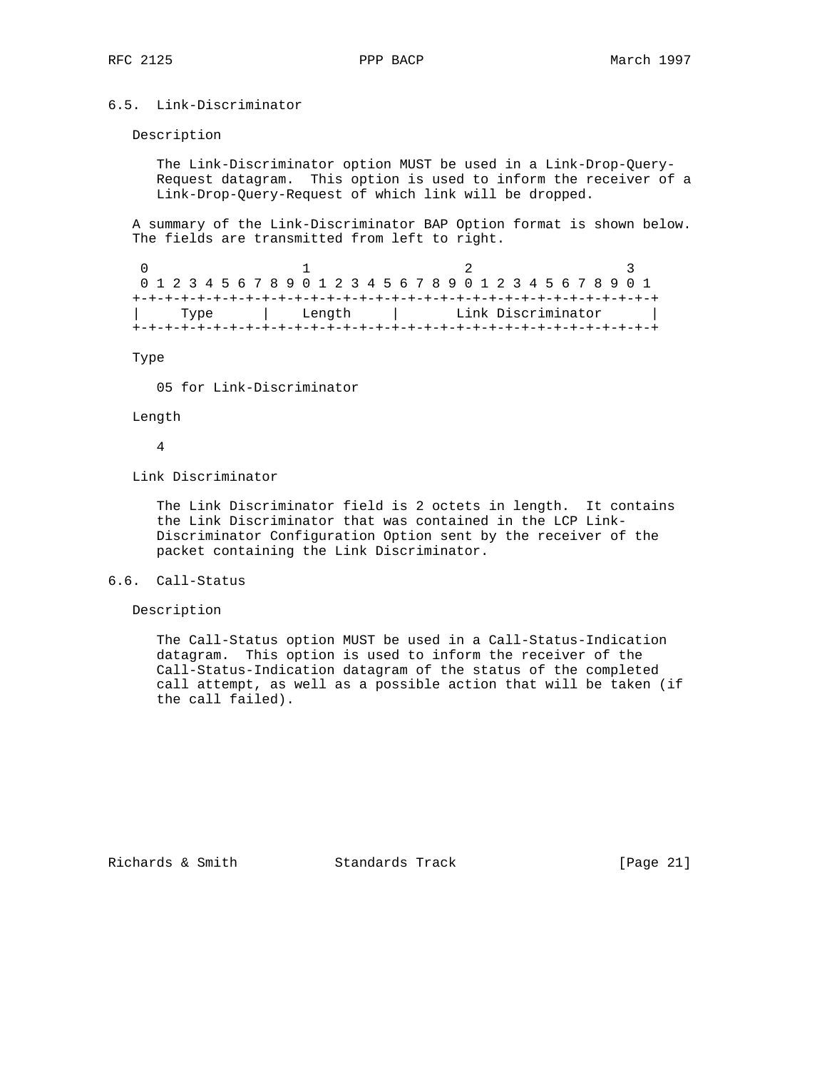### 6.5. Link-Discriminator

Description

The Link-Discriminator option MUST be used in a Link-Drop-Query-Request datagram. This option is used to inform the receiver of a Link-Drop-Query-Request of which link will be dropped.

A summary of the Link-Discriminator BAP Option format is shown below. The fields are transmitted from left to right.

```
 0                   1                   2                   3
 0 1 2 3 4 5 6 7 8 9 0 1 2 3 4 5 6 7 8 9 0 1 2 3 4 5 6 7 8 9 0 1
+-+-+-+-+-+-+-+-+-+-+-+-+-+-+-+-+-+-+-+-+-+-+-+-+-+-+-+-+-+-+-+-+
|     Type      |    Length     |       Link Discriminator      |
+-+-+-+-+-+-+-+-+-+-+-+-+-+-+-+-+-+-+-+-+-+-+-+-+-+-+-+-+-+-+-+-+
```

Type

05 for Link-Discriminator

Length

4

Link Discriminator

The Link Discriminator field is 2 octets in length. It contains the Link Discriminator that was contained in the LCP Link-Discriminator Configuration Option sent by the receiver of the packet containing the Link Discriminator.

### 6.6. Call-Status

Description

The Call-Status option MUST be used in a Call-Status-Indication datagram. This option is used to inform the receiver of the Call-Status-Indication datagram of the status of the completed call attempt, as well as a possible action that will be taken (if the call failed).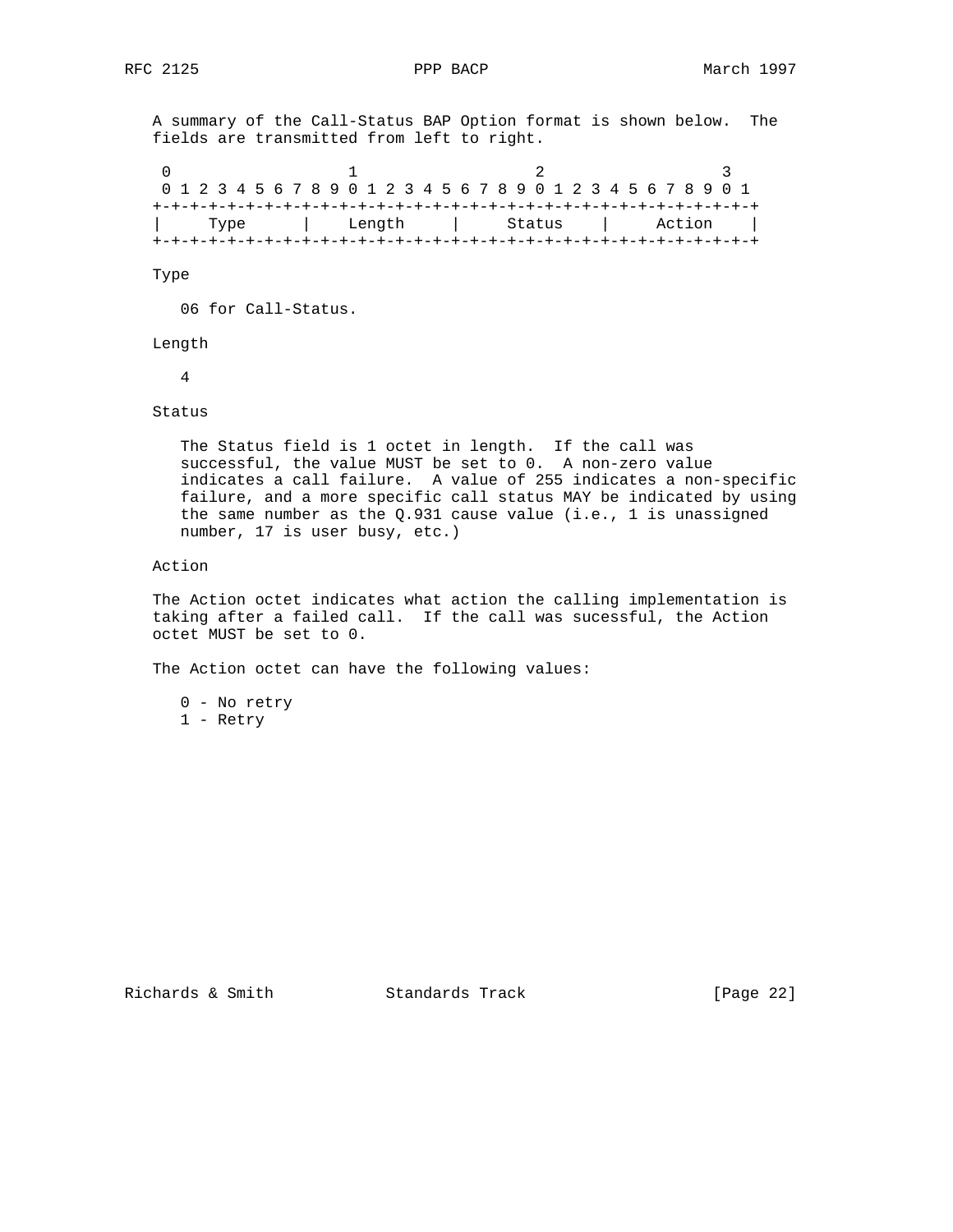A summary of the Call-Status BAP Option format is shown below. The fields are transmitted from left to right.

```
 0                   1                   2                   3
 0 1 2 3 4 5 6 7 8 9 0 1 2 3 4 5 6 7 8 9 0 1 2 3 4 5 6 7 8 9 0 1
+-+-+-+-+-+-+-+-+-+-+-+-+-+-+-+-+-+-+-+-+-+-+-+-+-+-+-+-+-+-+-+-+
|     Type      |    Length     |     Status    |     Action    |
+-+-+-+-+-+-+-+-+-+-+-+-+-+-+-+-+-+-+-+-+-+-+-+-+-+-+-+-+-+-+-+-+
```

Type

06 for Call-Status.

Length

4

Status

The Status field is 1 octet in length. If the call was successful, the value MUST be set to 0. A non-zero value indicates a call failure. A value of 255 indicates a non-specific failure, and a more specific call status MAY be indicated by using the same number as the Q.931 cause value (i.e., 1 is unassigned number, 17 is user busy, etc.)

Action

The Action octet indicates what action the calling implementation is taking after a failed call. If the call was sucessful, the Action octet MUST be set to 0.

The Action octet can have the following values:

0 - No retry
1 - Retry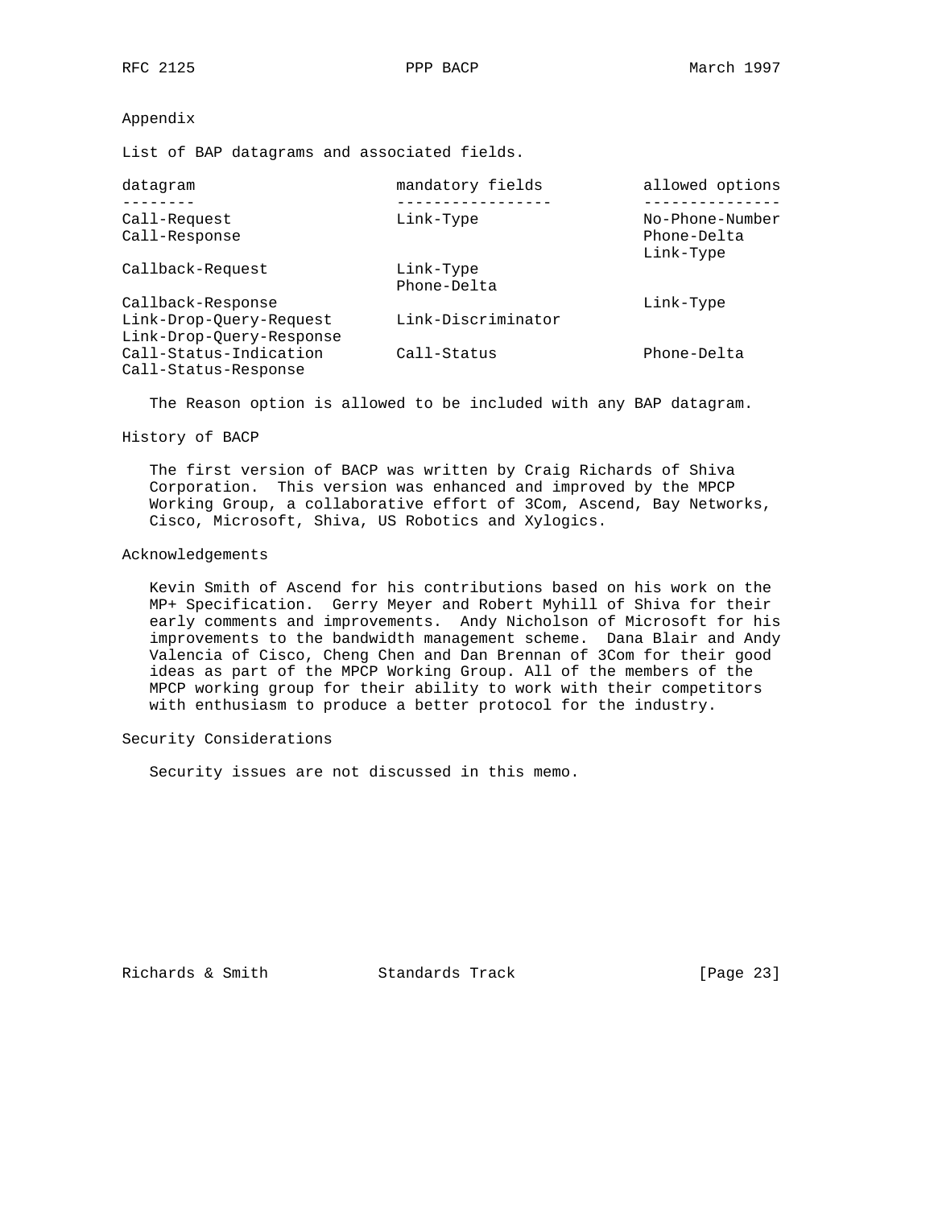## Appendix

List of BAP datagrams and associated fields.

| datagram | mandatory fields | allowed options |
|---|---|---|
| Call-Request | Link-Type | No-Phone-Number |
| Call-Response | | Phone-Delta<br>Link-Type |
| Callback-Request | Link-Type<br>Phone-Delta | |
| Callback-Response | | Link-Type |
| Link-Drop-Query-Request | Link-Discriminator | |
| Link-Drop-Query-Response | | |
| Call-Status-Indication | Call-Status | Phone-Delta |
| Call-Status-Response | | |

The Reason option is allowed to be included with any BAP datagram.

## History of BACP

The first version of BACP was written by Craig Richards of Shiva Corporation. This version was enhanced and improved by the MPCP Working Group, a collaborative effort of 3Com, Ascend, Bay Networks, Cisco, Microsoft, Shiva, US Robotics and Xylogics.

## Acknowledgements

Kevin Smith of Ascend for his contributions based on his work on the MP+ Specification. Gerry Meyer and Robert Myhill of Shiva for their early comments and improvements. Andy Nicholson of Microsoft for his improvements to the bandwidth management scheme. Dana Blair and Andy Valencia of Cisco, Cheng Chen and Dan Brennan of 3Com for their good ideas as part of the MPCP Working Group. All of the members of the MPCP working group for their ability to work with their competitors with enthusiasm to produce a better protocol for the industry.

## Security Considerations

Security issues are not discussed in this memo.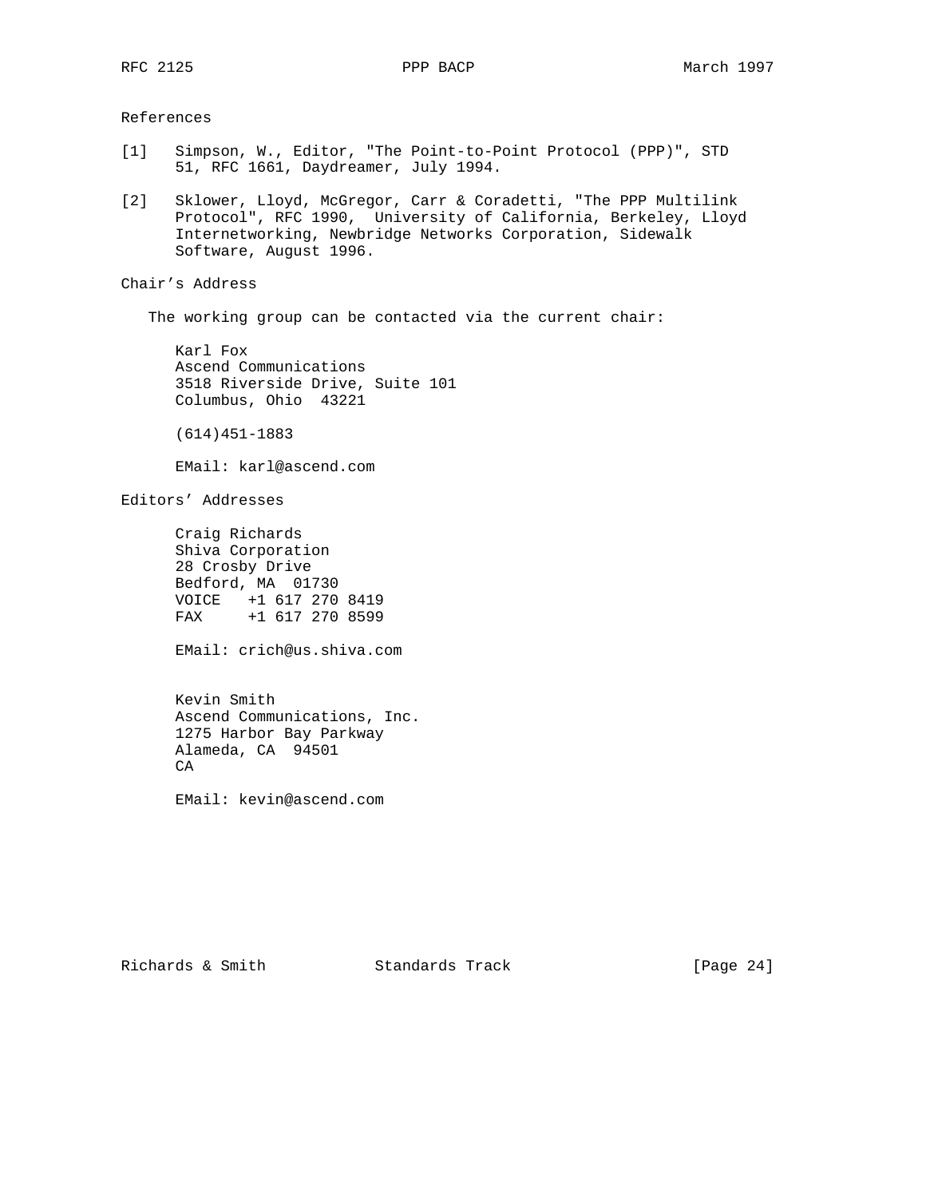## References

[1] Simpson, W., Editor, "The Point-to-Point Protocol (PPP)", STD 51, RFC 1661, Daydreamer, July 1994.

[2] Sklower, Lloyd, McGregor, Carr & Coradetti, "The PPP Multilink Protocol", RFC 1990, University of California, Berkeley, Lloyd Internetworking, Newbridge Networks Corporation, Sidewalk Software, August 1996.

## Chair's Address

The working group can be contacted via the current chair:

Karl Fox
Ascend Communications
3518 Riverside Drive, Suite 101
Columbus, Ohio 43221

(614)451-1883

EMail: karl@ascend.com

## Editors' Addresses

Craig Richards
Shiva Corporation
28 Crosby Drive
Bedford, MA 01730
VOICE +1 617 270 8419
FAX +1 617 270 8599

EMail: crich@us.shiva.com

Kevin Smith
Ascend Communications, Inc.
1275 Harbor Bay Parkway
Alameda, CA 94501
CA

EMail: kevin@ascend.com